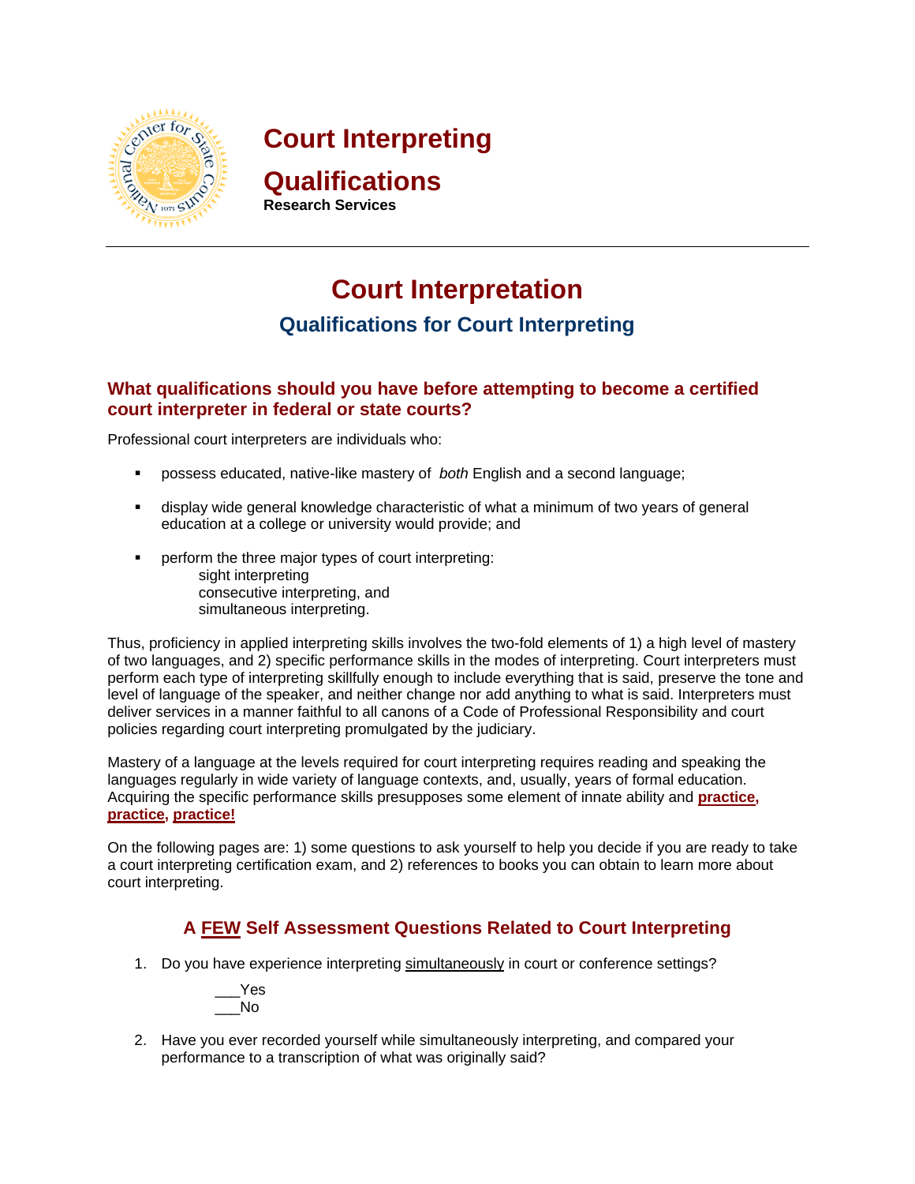# Court Interpreting Qualifications

**Research Services**

---

# Court Interpretation

## Qualifications for Court Interpreting

### What qualifications should you have before attempting to become a certified court interpreter in federal or state courts?

Professional court interpreters are individuals who:

- possess educated, native-like mastery of *both* English and a second language;
- display wide general knowledge characteristic of what a minimum of two years of general education at a college or university would provide; and
- perform the three major types of court interpreting:
  - sight interpreting
  - consecutive interpreting, and
  - simultaneous interpreting.

Thus, proficiency in applied interpreting skills involves the two-fold elements of 1) a high level of mastery of two languages, and 2) specific performance skills in the modes of interpreting. Court interpreters must perform each type of interpreting skillfully enough to include everything that is said, preserve the tone and level of language of the speaker, and neither change nor add anything to what is said. Interpreters must deliver services in a manner faithful to all canons of a Code of Professional Responsibility and court policies regarding court interpreting promulgated by the judiciary.

Mastery of a language at the levels required for court interpreting requires reading and speaking the languages regularly in wide variety of language contexts, and, usually, years of formal education. Acquiring the specific performance skills presupposes some element of innate ability and **practice, practice, practice!**

On the following pages are: 1) some questions to ask yourself to help you decide if you are ready to take a court interpreting certification exam, and 2) references to books you can obtain to learn more about court interpreting.

### A FEW Self Assessment Questions Related to Court Interpreting

1. Do you have experience interpreting simultaneously in court or conference settings?

   ___Yes
   ___No

2. Have you ever recorded yourself while simultaneously interpreting, and compared your performance to a transcription of what was originally said?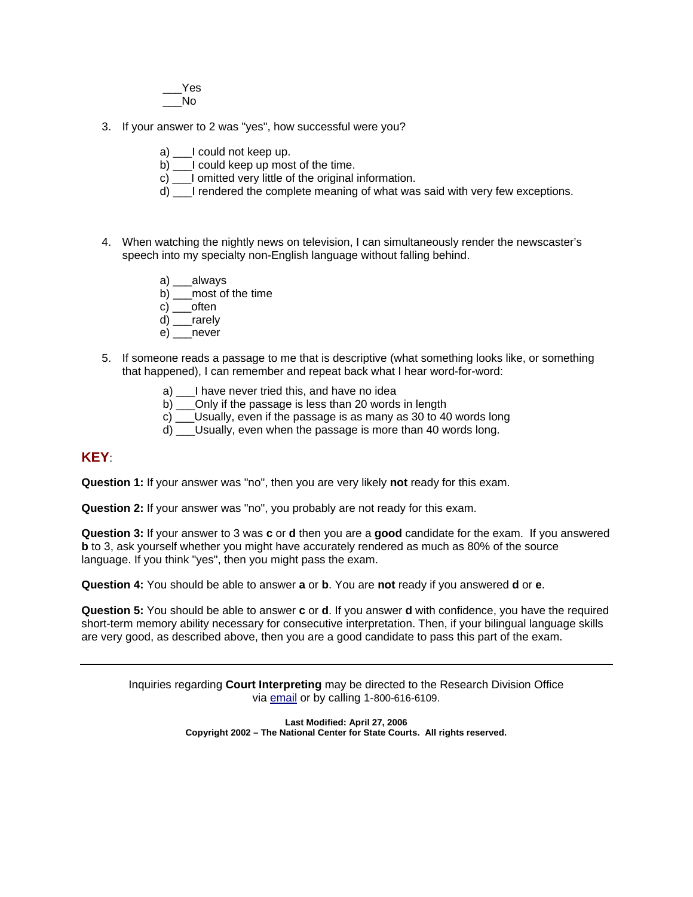___Yes
___No

3. If your answer to 2 was "yes", how successful were you?

   a) ___I could not keep up.
   b) ___I could keep up most of the time.
   c) ___I omitted very little of the original information.
   d) ___I rendered the complete meaning of what was said with very few exceptions.

4. When watching the nightly news on television, I can simultaneously render the newscaster's speech into my specialty non-English language without falling behind.

   a) ___always
   b) ___most of the time
   c) ___often
   d) ___rarely
   e) ___never

5. If someone reads a passage to me that is descriptive (what something looks like, or something that happened), I can remember and repeat back what I hear word-for-word:

   a) ___I have never tried this, and have no idea
   b) ___Only if the passage is less than 20 words in length
   c) ___Usually, even if the passage is as many as 30 to 40 words long
   d) ___Usually, even when the passage is more than 40 words long.

**KEY**:

**Question 1:** If your answer was "no", then you are very likely **not** ready for this exam.

**Question 2:** If your answer was "no", you probably are not ready for this exam.

**Question 3:** If your answer to 3 was **c** or **d** then you are a **good** candidate for the exam. If you answered **b** to 3, ask yourself whether you might have accurately rendered as much as 80% of the source language. If you think "yes", then you might pass the exam.

**Question 4:** You should be able to answer **a** or **b**. You are **not** ready if you answered **d** or **e**.

**Question 5:** You should be able to answer **c** or **d**. If you answer **d** with confidence, you have the required short-term memory ability necessary for consecutive interpretation. Then, if your bilingual language skills are very good, as described above, then you are a good candidate to pass this part of the exam.

---

Inquiries regarding **Court Interpreting** may be directed to the Research Division Office via email or by calling 1-800-616-6109.

**Last Modified: April 27, 2006**
**Copyright 2002 – The National Center for State Courts. All rights reserved.**